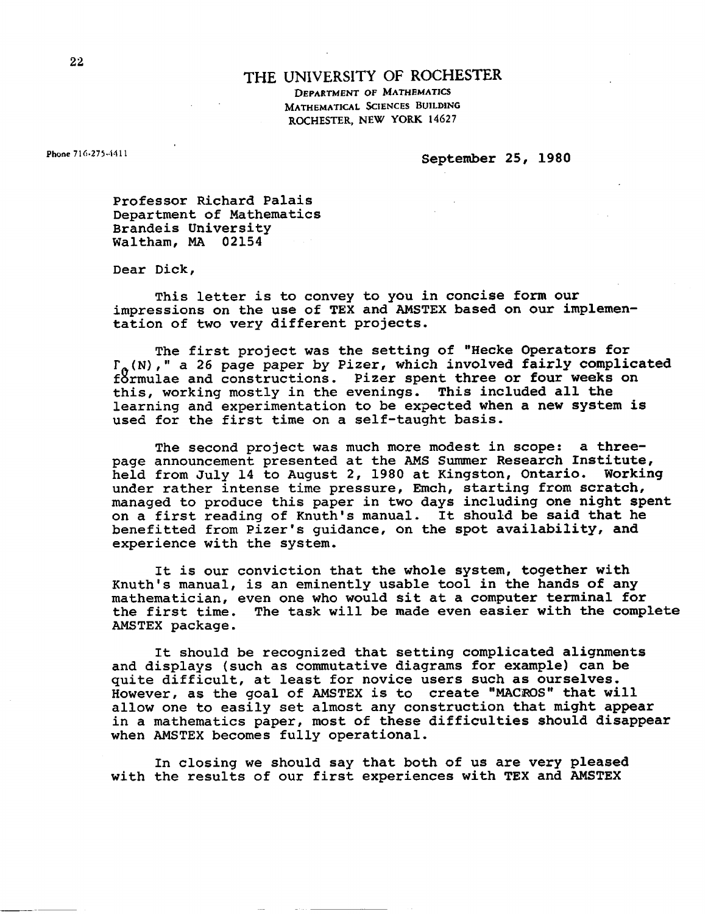# THE UNIVERSITY OF ROCHESTER

DEPARTMENT OF MATHEMATICS
MATHEMATICAL SCIENCES BUILDING
ROCHESTER, NEW YORK 14627

Phone 716-275-4411

September 25, 1980

Professor Richard Palais
Department of Mathematics
Brandeis University
Waltham, MA 02154

Dear Dick,

This letter is to convey to you in concise form our impressions on the use of TEX and AMSTEX based on our implementation of two very different projects.

The first project was the setting of "Hecke Operators for $\Gamma_0(N)$," a 26 page paper by Pizer, which involved fairly complicated formulae and constructions. Pizer spent three or four weeks on this, working mostly in the evenings. This included all the learning and experimentation to be expected when a new system is used for the first time on a self-taught basis.

The second project was much more modest in scope: a three-page announcement presented at the AMS Summer Research Institute, held from July 14 to August 2, 1980 at Kingston, Ontario. Working under rather intense time pressure, Emch, starting from scratch, managed to produce this paper in two days including one night spent on a first reading of Knuth's manual. It should be said that he benefitted from Pizer's guidance, on the spot availability, and experience with the system.

It is our conviction that the whole system, together with Knuth's manual, is an eminently usable tool in the hands of any mathematician, even one who would sit at a computer terminal for the first time. The task will be made even easier with the complete AMSTEX package.

It should be recognized that setting complicated alignments and displays (such as commutative diagrams for example) can be quite difficult, at least for novice users such as ourselves. However, as the goal of AMSTEX is to create "MACROS" that will allow one to easily set almost any construction that might appear in a mathematics paper, most of these difficulties should disappear when AMSTEX becomes fully operational.

In closing we should say that both of us are very pleased with the results of our first experiences with TEX and AMSTEX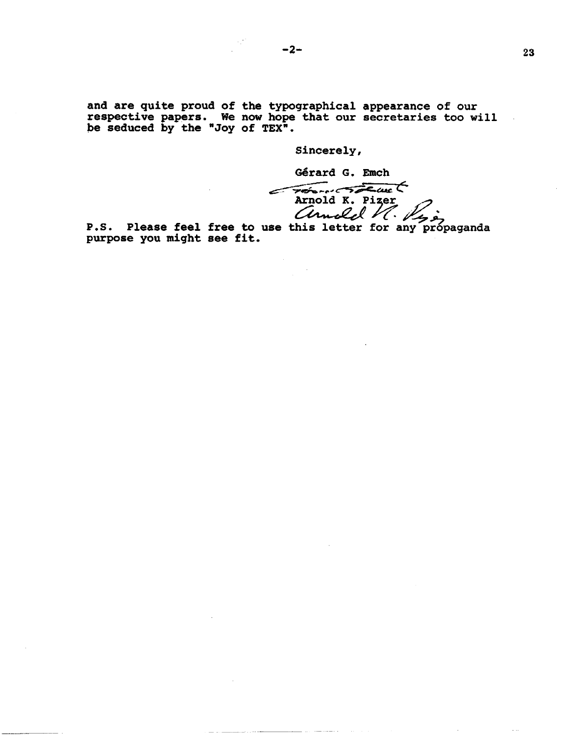and are quite proud of the typographical appearance of our respective papers. We now hope that our secretaries too will be seduced by the "Joy of TEX".

Sincerely,

Gérard G. Emch

Arnold K. Pizer

P.S. Please feel free to use this letter for any propaganda purpose you might see fit.